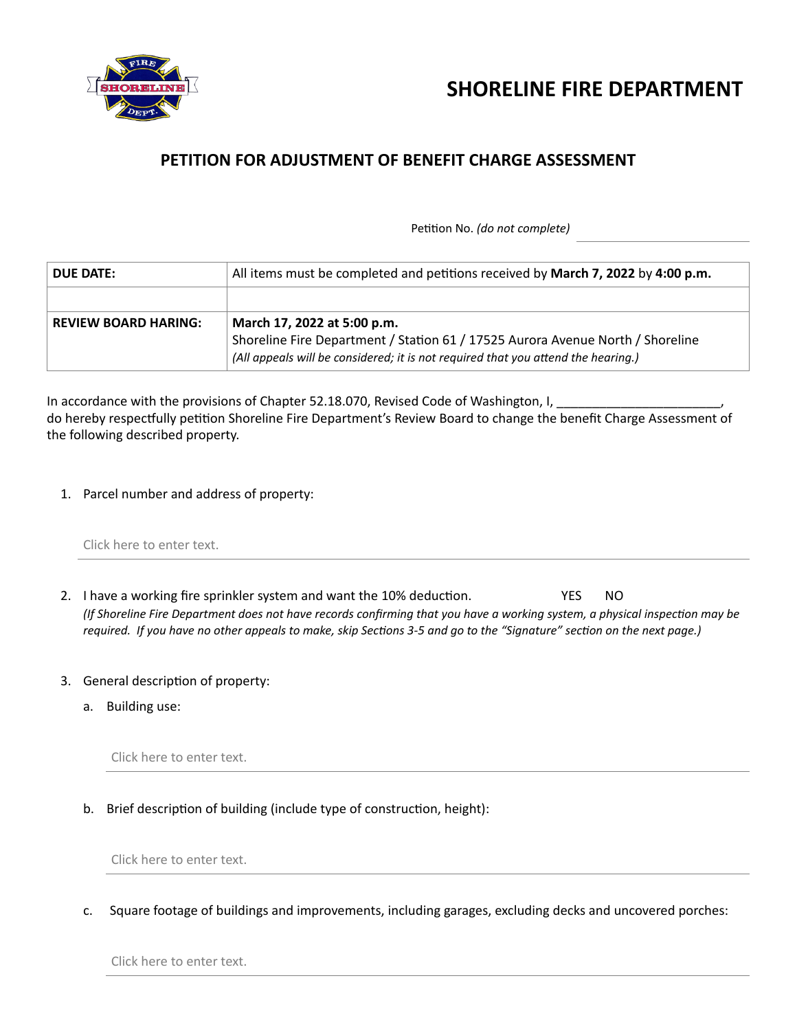# SHORELINE FIRE DEPARTMENT

## PETITION FOR ADJUSTMENT OF BENEFIT CHARGE ASSESSMENT

Petition No. *(do not complete)* ____________________

| DUE DATE: | All items must be completed and petitions received by **March 7, 2022** by **4:00 p.m.** |
|---|---|
| | |
| **REVIEW BOARD HARING:** | **March 17, 2022 at 5:00 p.m.**<br>Shoreline Fire Department / Station 61 / 17525 Aurora Avenue North / Shoreline<br>*(All appeals will be considered; it is not required that you attend the hearing.)* |

In accordance with the provisions of Chapter 52.18.070, Revised Code of Washington, I, _______________________, do hereby respectfully petition Shoreline Fire Department's Review Board to change the benefit Charge Assessment of the following described property.

1. Parcel number and address of property:

   Click here to enter text.

2. I have a working fire sprinkler system and want the 10% deduction. YES NO

   *(If Shoreline Fire Department does not have records confirming that you have a working system, a physical inspection may be required. If you have no other appeals to make, skip Sections 3-5 and go to the "Signature" section on the next page.)*

3. General description of property:

   a. Building use:

      Click here to enter text.

   b. Brief description of building (include type of construction, height):

      Click here to enter text.

   c. Square footage of buildings and improvements, including garages, excluding decks and uncovered porches:

      Click here to enter text.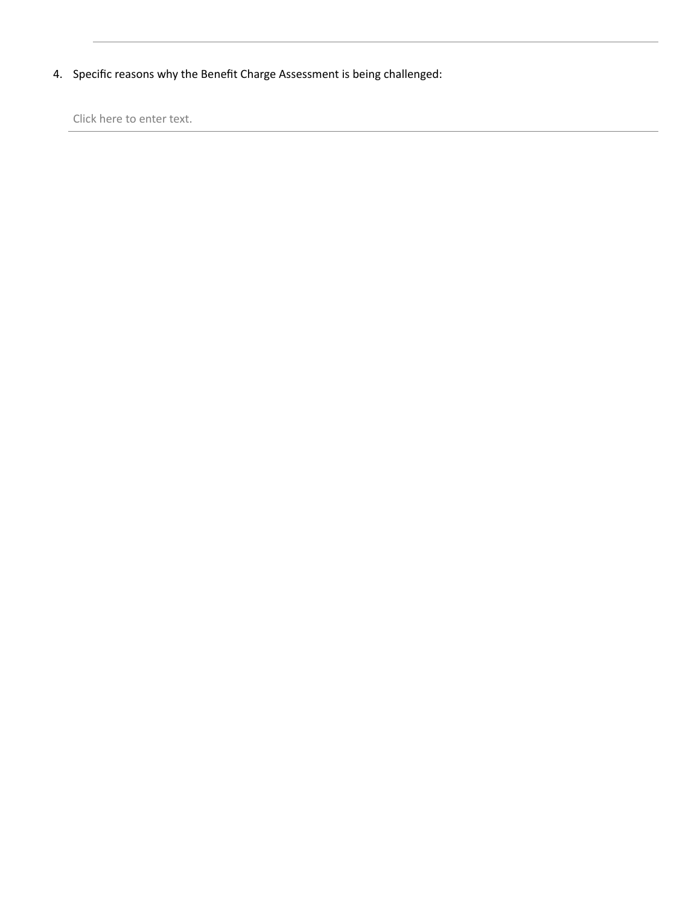4. Specific reasons why the Benefit Charge Assessment is being challenged:

   Click here to enter text.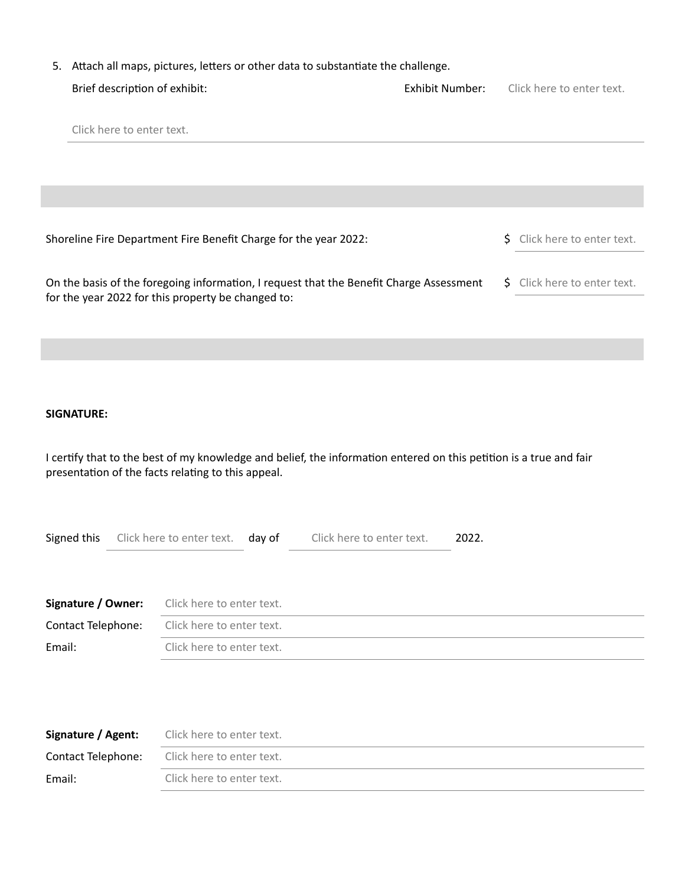5. Attach all maps, pictures, letters or other data to substantiate the challenge.

   Brief description of exhibit: Exhibit Number: Click here to enter text.

   Click here to enter text.

---

Shoreline Fire Department Fire Benefit Charge for the year 2022: $ Click here to enter text.

On the basis of the foregoing information, I request that the Benefit Charge Assessment for the year 2022 for this property be changed to: $ Click here to enter text.

---

**SIGNATURE:**

I certify that to the best of my knowledge and belief, the information entered on this petition is a true and fair presentation of the facts relating to this appeal.

Signed this Click here to enter text. day of Click here to enter text. 2022.

**Signature / Owner:** Click here to enter text.

Contact Telephone: Click here to enter text.

Email: Click here to enter text.

**Signature / Agent:** Click here to enter text.

Contact Telephone: Click here to enter text.

Email: Click here to enter text.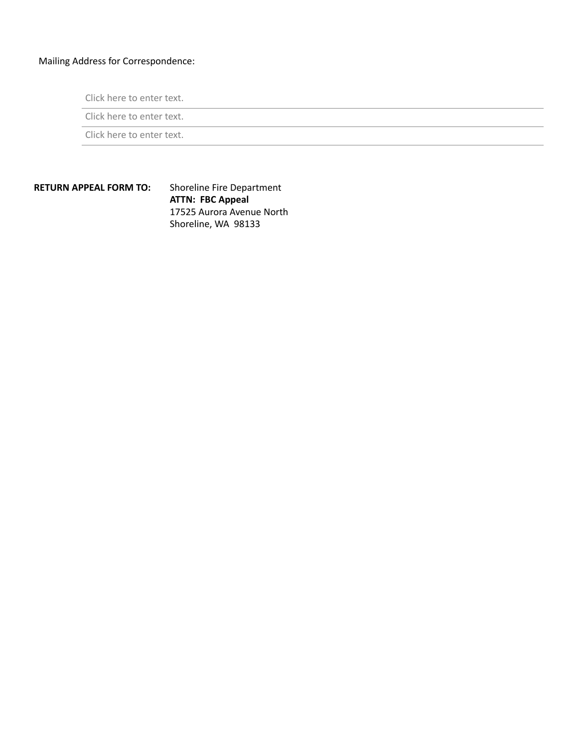Mailing Address for Correspondence:

Click here to enter text.

Click here to enter text.

Click here to enter text.

**RETURN APPEAL FORM TO:** Shoreline Fire Department
**ATTN: FBC Appeal**
17525 Aurora Avenue North
Shoreline, WA 98133